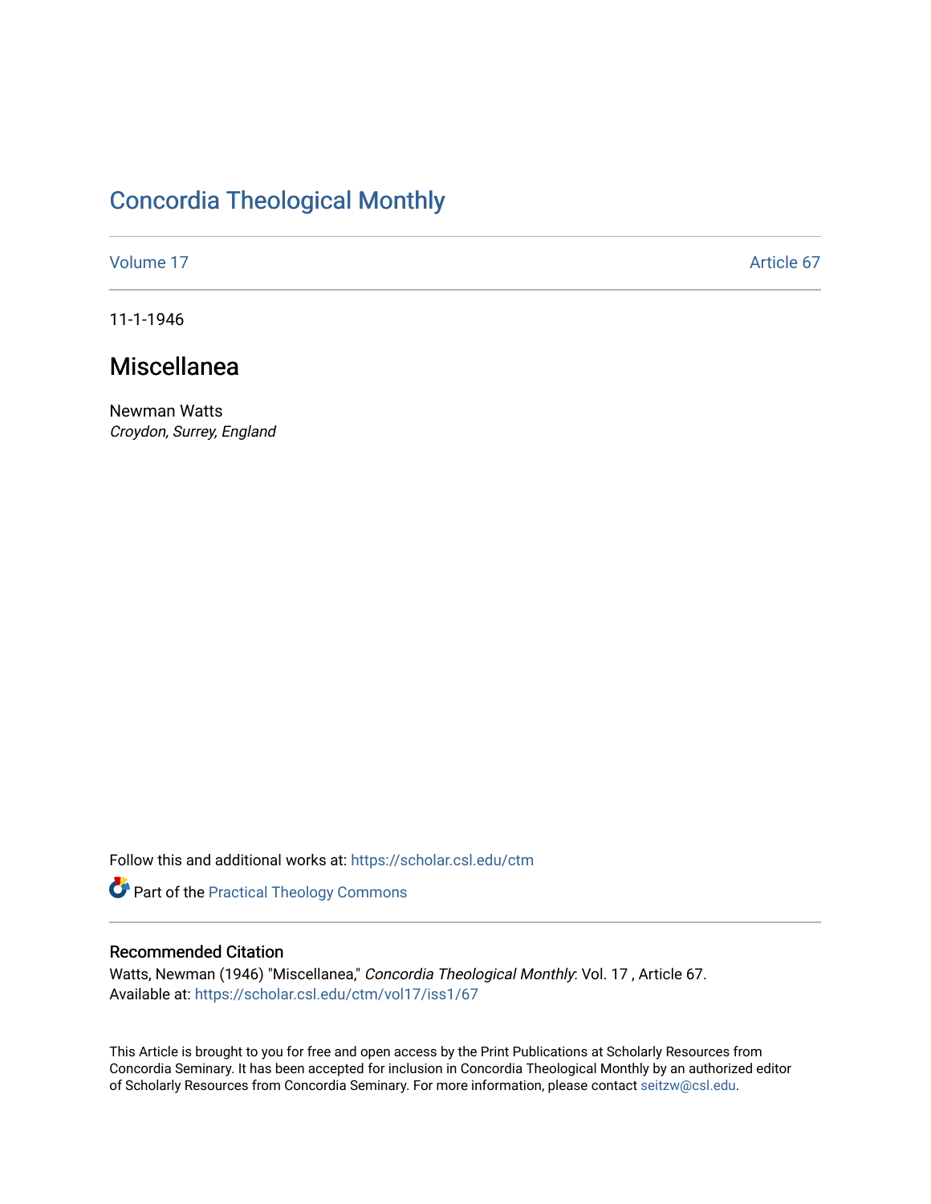# Concordia Theological Monthly

Volume 17 | Article 67

11-1-1946

## Miscellanea

Newman Watts
*Croydon, Surrey, England*

Follow this and additional works at: https://scholar.csl.edu/ctm

Part of the Practical Theology Commons

### Recommended Citation

Watts, Newman (1946) "Miscellanea," *Concordia Theological Monthly*: Vol. 17 , Article 67.
Available at: https://scholar.csl.edu/ctm/vol17/iss1/67

This Article is brought to you for free and open access by the Print Publications at Scholarly Resources from Concordia Seminary. It has been accepted for inclusion in Concordia Theological Monthly by an authorized editor of Scholarly Resources from Concordia Seminary. For more information, please contact seitzw@csl.edu.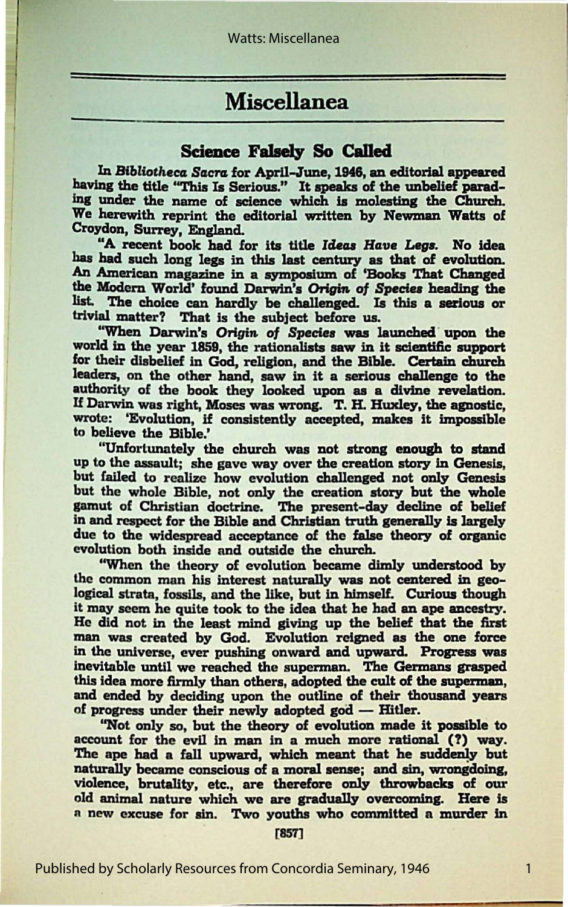# Miscellanea

## Science Falsely So Called

In *Bibliotheca Sacra* for April–June, 1946, an editorial appeared having the title "This Is Serious." It speaks of the unbelief parading under the name of science which is molesting the Church. We herewith reprint the editorial written by Newman Watts of Croydon, Surrey, England.

"A recent book had for its title *Ideas Have Legs.* No idea has had such long legs in this last century as that of evolution. An American magazine in a symposium of 'Books That Changed the Modern World' found Darwin's *Origin of Species* heading the list. The choice can hardly be challenged. Is this a serious or trivial matter? That is the subject before us.

"When Darwin's *Origin of Species* was launched upon the world in the year 1859, the rationalists saw in it scientific support for their disbelief in God, religion, and the Bible. Certain church leaders, on the other hand, saw in it a serious challenge to the authority of the book they looked upon as a divine revelation. If Darwin was right, Moses was wrong. T. H. Huxley, the agnostic, wrote: 'Evolution, if consistently accepted, makes it impossible to believe the Bible.'

"Unfortunately the church was not strong enough to stand up to the assault; she gave way over the creation story in Genesis, but failed to realize how evolution challenged not only Genesis but the whole Bible, not only the creation story but the whole gamut of Christian doctrine. The present-day decline of belief in and respect for the Bible and Christian truth generally is largely due to the widespread acceptance of the false theory of organic evolution both inside and outside the church.

"When the theory of evolution became dimly understood by the common man his interest naturally was not centered in geological strata, fossils, and the like, but in himself. Curious though it may seem he quite took to the idea that he had an ape ancestry. He did not in the least mind giving up the belief that the first man was created by God. Evolution reigned as the one force in the universe, ever pushing onward and upward. Progress was inevitable until we reached the superman. The Germans grasped this idea more firmly than others, adopted the cult of the superman, and ended by deciding upon the outline of their thousand years of progress under their newly adopted god — Hitler.

"Not only so, but the theory of evolution made it possible to account for the evil in man in a much more rational (?) way. The ape had a fall upward, which meant that he suddenly but naturally became conscious of a moral sense; and sin, wrongdoing, violence, brutality, etc., are therefore only throwbacks of our old animal nature which we are gradually overcoming. Here is a new excuse for sin. Two youths who committed a murder in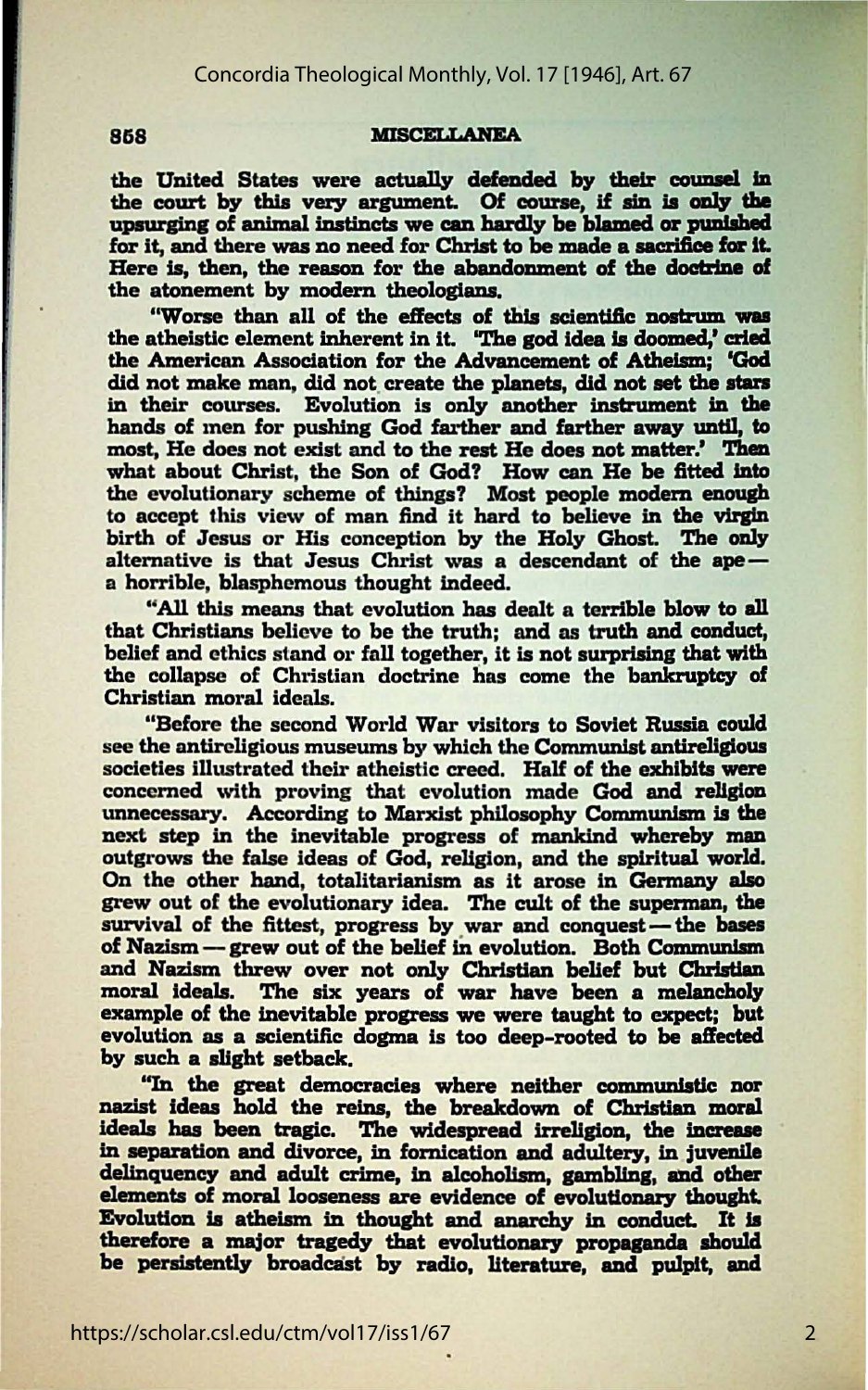the United States were actually defended by their counsel in the court by this very argument. Of course, if sin is only the upsurging of animal instincts we can hardly be blamed or punished for it, and there was no need for Christ to be made a sacrifice for it. Here is, then, the reason for the abandonment of the doctrine of the atonement by modern theologians.

"Worse than all of the effects of this scientific nostrum was the atheistic element inherent in it. 'The god idea is doomed,' cried the American Association for the Advancement of Atheism; 'God did not make man, did not create the planets, did not set the stars in their courses. Evolution is only another instrument in the hands of men for pushing God farther and farther away until, to most, He does not exist and to the rest He does not matter.' Then what about Christ, the Son of God? How can He be fitted into the evolutionary scheme of things? Most people modern enough to accept this view of man find it hard to believe in the virgin birth of Jesus or His conception by the Holy Ghost. The only alternative is that Jesus Christ was a descendant of the ape — a horrible, blasphemous thought indeed.

"All this means that evolution has dealt a terrible blow to all that Christians believe to be the truth; and as truth and conduct, belief and ethics stand or fall together, it is not surprising that with the collapse of Christian doctrine has come the bankruptcy of Christian moral ideals.

"Before the second World War visitors to Soviet Russia could see the antireligious museums by which the Communist antireligious societies illustrated their atheistic creed. Half of the exhibits were concerned with proving that evolution made God and religion unnecessary. According to Marxist philosophy Communism is the next step in the inevitable progress of mankind whereby man outgrows the false ideas of God, religion, and the spiritual world. On the other hand, totalitarianism as it arose in Germany also grew out of the evolutionary idea. The cult of the superman, the survival of the fittest, progress by war and conquest — the bases of Nazism — grew out of the belief in evolution. Both Communism and Nazism threw over not only Christian belief but Christian moral ideals. The six years of war have been a melancholy example of the inevitable progress we were taught to expect; but evolution as a scientific dogma is too deep-rooted to be affected by such a slight setback.

"In the great democracies where neither communistic nor nazist ideas hold the reins, the breakdown of Christian moral ideals has been tragic. The widespread irreligion, the increase in separation and divorce, in fornication and adultery, in juvenile delinquency and adult crime, in alcoholism, gambling, and other elements of moral looseness are evidence of evolutionary thought. Evolution is atheism in thought and anarchy in conduct. It is therefore a major tragedy that evolutionary propaganda should be persistently broadcast by radio, literature, and pulpit, and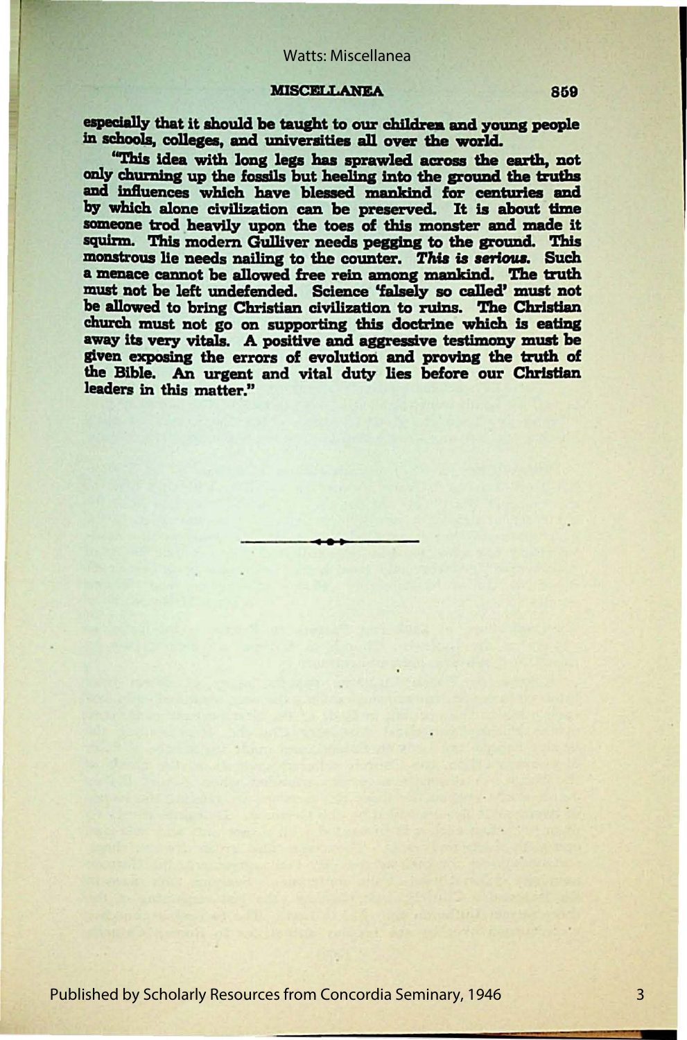especially that it should be taught to our children and young people in schools, colleges, and universities all over the world.

"This idea with long legs has sprawled across the earth, not only churning up the fossils but heeling into the ground the truths and influences which have blessed mankind for centuries and by which alone civilization can be preserved. It is about time someone trod heavily upon the toes of this monster and made it squirm. This modern Gulliver needs pegging to the ground. This monstrous lie needs nailing to the counter. *This is serious.* Such a menace cannot be allowed free rein among mankind. The truth must not be left undefended. Science 'falsely so called' must not be allowed to bring Christian civilization to ruins. The Christian church must not go on supporting this doctrine which is eating away its very vitals. A positive and aggressive testimony must be given exposing the errors of evolution and proving the truth of the Bible. An urgent and vital duty lies before our Christian leaders in this matter."